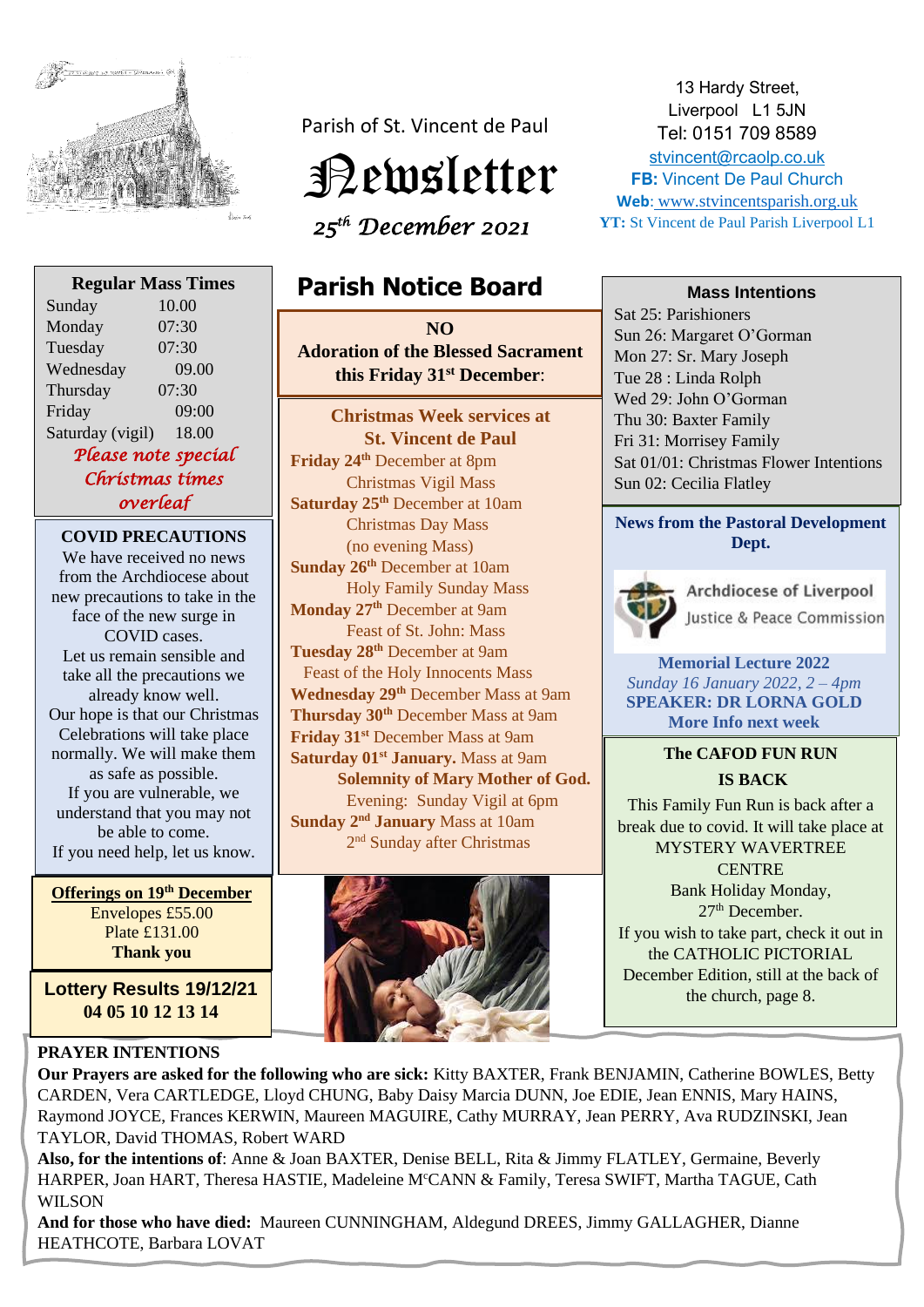Parish of St. Vincent de Paul

# Newsletter

*25th December 2021*

13 Hardy Street,
Liverpool L1 5JN
Tel: 0151 709 8589
stvincent@rcaolp.co.uk
**FB:** Vincent De Paul Church
**Web**: www.stvincentsparish.org.uk
**YT:** St Vincent de Paul Parish Liverpool L1

## Regular Mass Times

| | |
|---|---|
| Sunday | 10.00 |
| Monday | 07:30 |
| Tuesday | 07:30 |
| Wednesday | 09.00 |
| Thursday | 07:30 |
| Friday | 09:00 |
| Saturday (vigil) | 18.00 |

*Please note special Christmas times overleaf*

### COVID PRECAUTIONS

We have received no news from the Archdiocese about new precautions to take in the face of the new surge in COVID cases.
Let us remain sensible and take all the precautions we already know well.
Our hope is that our Christmas Celebrations will take place normally. We will make them as safe as possible.
If you are vulnerable, we understand that you may not be able to come.
If you need help, let us know.

**Offerings on 19th December**
Envelopes £55.00
Plate £131.00
**Thank you**

**Lottery Results 19/12/21**
**04 05 10 12 13 14**

## Parish Notice Board

**NO**
**Adoration of the Blessed Sacrament this Friday 31st December**:

**Christmas Week services at St. Vincent de Paul**

**Friday 24th** December at 8pm
Christmas Vigil Mass
**Saturday 25th** December at 10am
Christmas Day Mass
(no evening Mass)
**Sunday 26th** December at 10am
Holy Family Sunday Mass
**Monday 27th** December at 9am
Feast of St. John: Mass
**Tuesday 28th** December at 9am
Feast of the Holy Innocents Mass
**Wednesday 29th** December Mass at 9am
**Thursday 30th** December Mass at 9am
**Friday 31st** December Mass at 9am
**Saturday 01st January.** Mass at 9am
**Solemnity of Mary Mother of God.**
Evening: Sunday Vigil at 6pm
**Sunday 2nd January** Mass at 10am
2nd Sunday after Christmas

### Mass Intentions

Sat 25: Parishioners
Sun 26: Margaret O'Gorman
Mon 27: Sr. Mary Joseph
Tue 28 : Linda Rolph
Wed 29: John O'Gorman
Thu 30: Baxter Family
Fri 31: Morrisey Family
Sat 01/01: Christmas Flower Intentions
Sun 02: Cecilia Flatley

**News from the Pastoral Development Dept.**

Archdiocese of Liverpool
Justice & Peace Commission

**Memorial Lecture 2022**
*Sunday 16 January 2022, 2 – 4pm*
**SPEAKER: DR LORNA GOLD**
**More Info next week**

**The CAFOD FUN RUN IS BACK**

This Family Fun Run is back after a break due to covid. It will take place at MYSTERY WAVERTREE CENTRE
Bank Holiday Monday, 27th December.
If you wish to take part, check it out in the CATHOLIC PICTORIAL December Edition, still at the back of the church, page 8.

**PRAYER INTENTIONS**

**Our Prayers are asked for the following who are sick:** Kitty BAXTER, Frank BENJAMIN, Catherine BOWLES, Betty CARDEN, Vera CARTLEDGE, Lloyd CHUNG, Baby Daisy Marcia DUNN, Joe EDIE, Jean ENNIS, Mary HAINS, Raymond JOYCE, Frances KERWIN, Maureen MAGUIRE, Cathy MURRAY, Jean PERRY, Ava RUDZINSKI, Jean TAYLOR, David THOMAS, Robert WARD

**Also, for the intentions of**: Anne & Joan BAXTER, Denise BELL, Rita & Jimmy FLATLEY, Germaine, Beverly HARPER, Joan HART, Theresa HASTIE, Madeleine McCANN & Family, Teresa SWIFT, Martha TAGUE, Cath WILSON

**And for those who have died:** Maureen CUNNINGHAM, Aldegund DREES, Jimmy GALLAGHER, Dianne HEATHCOTE, Barbara LOVAT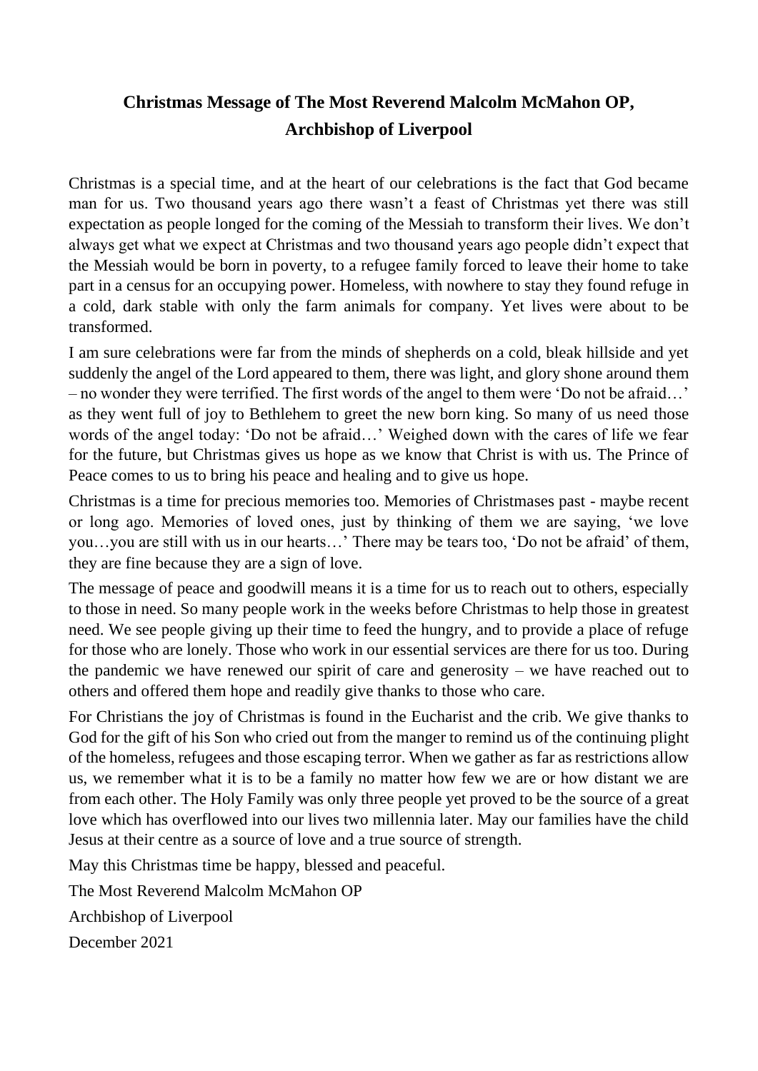# Christmas Message of The Most Reverend Malcolm McMahon OP, Archbishop of Liverpool

Christmas is a special time, and at the heart of our celebrations is the fact that God became man for us. Two thousand years ago there wasn't a feast of Christmas yet there was still expectation as people longed for the coming of the Messiah to transform their lives. We don't always get what we expect at Christmas and two thousand years ago people didn't expect that the Messiah would be born in poverty, to a refugee family forced to leave their home to take part in a census for an occupying power. Homeless, with nowhere to stay they found refuge in a cold, dark stable with only the farm animals for company. Yet lives were about to be transformed.

I am sure celebrations were far from the minds of shepherds on a cold, bleak hillside and yet suddenly the angel of the Lord appeared to them, there was light, and glory shone around them – no wonder they were terrified. The first words of the angel to them were 'Do not be afraid…' as they went full of joy to Bethlehem to greet the new born king. So many of us need those words of the angel today: 'Do not be afraid…' Weighed down with the cares of life we fear for the future, but Christmas gives us hope as we know that Christ is with us. The Prince of Peace comes to us to bring his peace and healing and to give us hope.

Christmas is a time for precious memories too. Memories of Christmases past - maybe recent or long ago. Memories of loved ones, just by thinking of them we are saying, 'we love you…you are still with us in our hearts…' There may be tears too, 'Do not be afraid' of them, they are fine because they are a sign of love.

The message of peace and goodwill means it is a time for us to reach out to others, especially to those in need. So many people work in the weeks before Christmas to help those in greatest need. We see people giving up their time to feed the hungry, and to provide a place of refuge for those who are lonely. Those who work in our essential services are there for us too. During the pandemic we have renewed our spirit of care and generosity – we have reached out to others and offered them hope and readily give thanks to those who care.

For Christians the joy of Christmas is found in the Eucharist and the crib. We give thanks to God for the gift of his Son who cried out from the manger to remind us of the continuing plight of the homeless, refugees and those escaping terror. When we gather as far as restrictions allow us, we remember what it is to be a family no matter how few we are or how distant we are from each other. The Holy Family was only three people yet proved to be the source of a great love which has overflowed into our lives two millennia later. May our families have the child Jesus at their centre as a source of love and a true source of strength.

May this Christmas time be happy, blessed and peaceful.

The Most Reverend Malcolm McMahon OP

Archbishop of Liverpool

December 2021